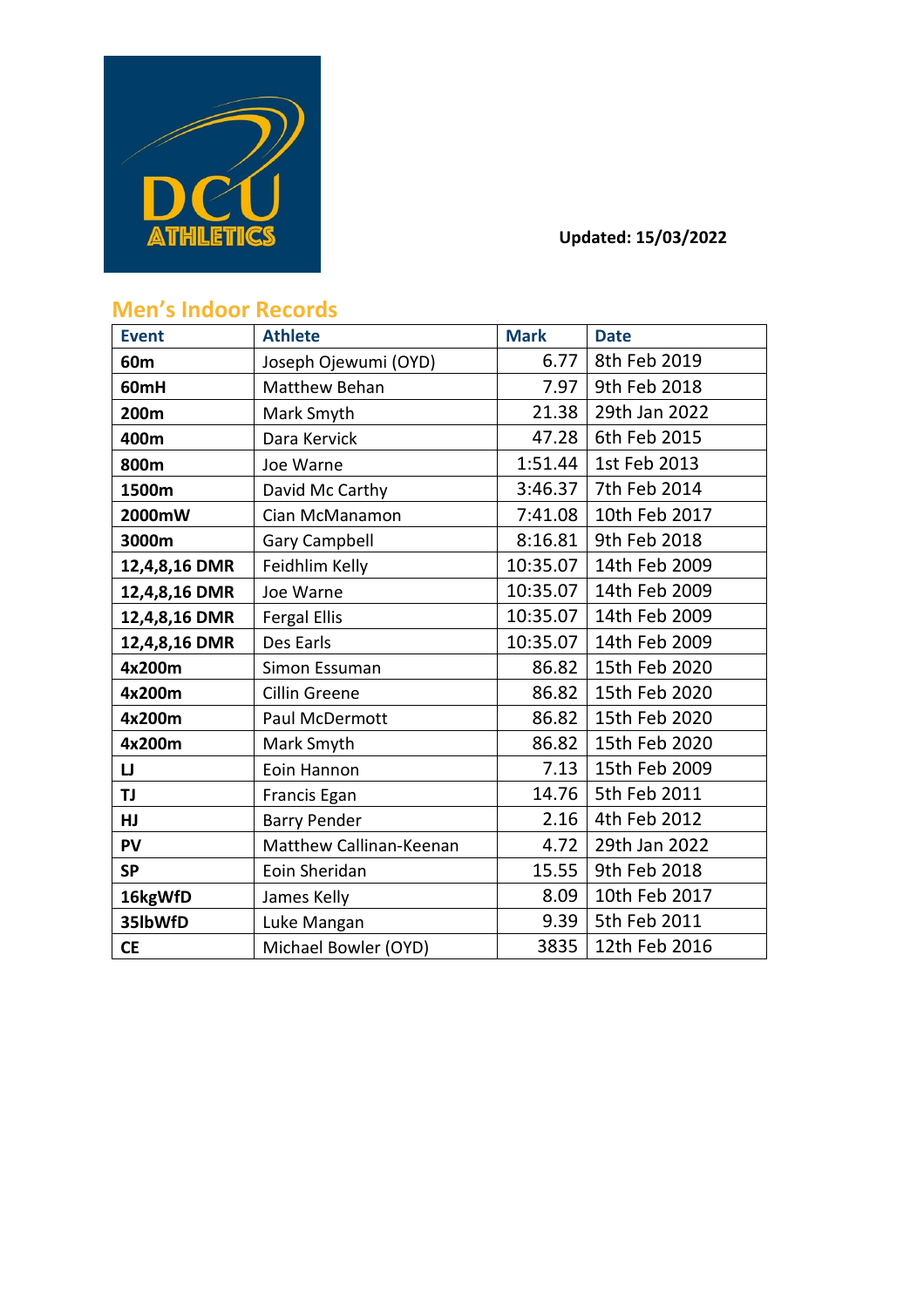Updated: 15/03/2022

## Men's Indoor Records

| Event | Athlete | Mark | Date |
|---|---|---|---|
| **60m** | Joseph Ojewumi (OYD) | 6.77 | 8th Feb 2019 |
| **60mH** | Matthew Behan | 7.97 | 9th Feb 2018 |
| **200m** | Mark Smyth | 21.38 | 29th Jan 2022 |
| **400m** | Dara Kervick | 47.28 | 6th Feb 2015 |
| **800m** | Joe Warne | 1:51.44 | 1st Feb 2013 |
| **1500m** | David Mc Carthy | 3:46.37 | 7th Feb 2014 |
| **2000mW** | Cian McManamon | 7:41.08 | 10th Feb 2017 |
| **3000m** | Gary Campbell | 8:16.81 | 9th Feb 2018 |
| **12,4,8,16 DMR** | Feidhlim Kelly | 10:35.07 | 14th Feb 2009 |
| **12,4,8,16 DMR** | Joe Warne | 10:35.07 | 14th Feb 2009 |
| **12,4,8,16 DMR** | Fergal Ellis | 10:35.07 | 14th Feb 2009 |
| **12,4,8,16 DMR** | Des Earls | 10:35.07 | 14th Feb 2009 |
| **4x200m** | Simon Essuman | 86.82 | 15th Feb 2020 |
| **4x200m** | Cillin Greene | 86.82 | 15th Feb 2020 |
| **4x200m** | Paul McDermott | 86.82 | 15th Feb 2020 |
| **4x200m** | Mark Smyth | 86.82 | 15th Feb 2020 |
| **LJ** | Eoin Hannon | 7.13 | 15th Feb 2009 |
| **TJ** | Francis Egan | 14.76 | 5th Feb 2011 |
| **HJ** | Barry Pender | 2.16 | 4th Feb 2012 |
| **PV** | Matthew Callinan-Keenan | 4.72 | 29th Jan 2022 |
| **SP** | Eoin Sheridan | 15.55 | 9th Feb 2018 |
| **16kgWfD** | James Kelly | 8.09 | 10th Feb 2017 |
| **35lbWfD** | Luke Mangan | 9.39 | 5th Feb 2011 |
| **CE** | Michael Bowler (OYD) | 3835 | 12th Feb 2016 |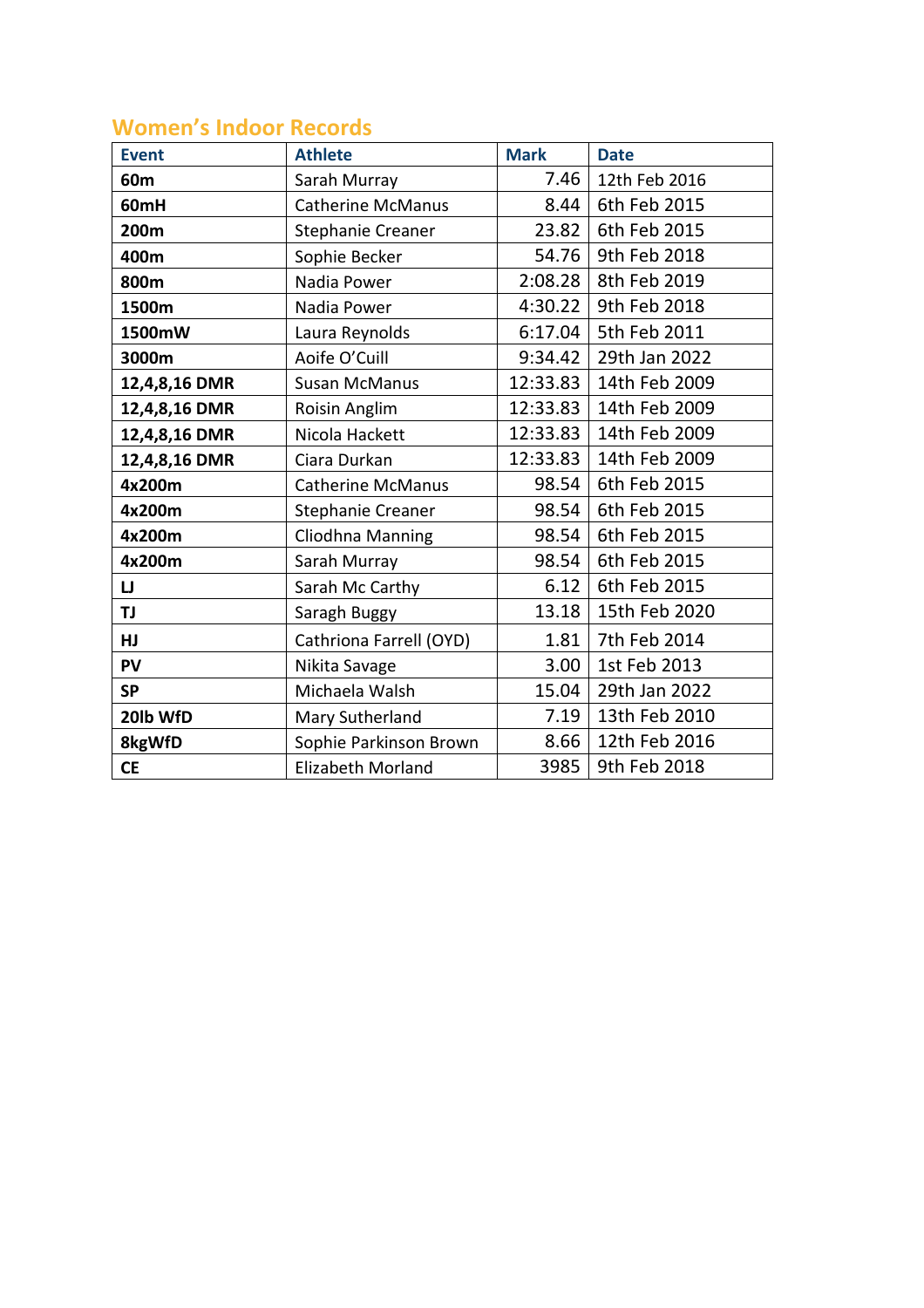## Women's Indoor Records

| Event | Athlete | Mark | Date |
|---|---|---|---|
| **60m** | Sarah Murray | 7.46 | 12th Feb 2016 |
| **60mH** | Catherine McManus | 8.44 | 6th Feb 2015 |
| **200m** | Stephanie Creaner | 23.82 | 6th Feb 2015 |
| **400m** | Sophie Becker | 54.76 | 9th Feb 2018 |
| **800m** | Nadia Power | 2:08.28 | 8th Feb 2019 |
| **1500m** | Nadia Power | 4:30.22 | 9th Feb 2018 |
| **1500mW** | Laura Reynolds | 6:17.04 | 5th Feb 2011 |
| **3000m** | Aoife O'Cuill | 9:34.42 | 29th Jan 2022 |
| **12,4,8,16 DMR** | Susan McManus | 12:33.83 | 14th Feb 2009 |
| **12,4,8,16 DMR** | Roisin Anglim | 12:33.83 | 14th Feb 2009 |
| **12,4,8,16 DMR** | Nicola Hackett | 12:33.83 | 14th Feb 2009 |
| **12,4,8,16 DMR** | Ciara Durkan | 12:33.83 | 14th Feb 2009 |
| **4x200m** | Catherine McManus | 98.54 | 6th Feb 2015 |
| **4x200m** | Stephanie Creaner | 98.54 | 6th Feb 2015 |
| **4x200m** | Cliodhna Manning | 98.54 | 6th Feb 2015 |
| **4x200m** | Sarah Murray | 98.54 | 6th Feb 2015 |
| **LJ** | Sarah Mc Carthy | 6.12 | 6th Feb 2015 |
| **TJ** | Saragh Buggy | 13.18 | 15th Feb 2020 |
| **HJ** | Cathriona Farrell (OYD) | 1.81 | 7th Feb 2014 |
| **PV** | Nikita Savage | 3.00 | 1st Feb 2013 |
| **SP** | Michaela Walsh | 15.04 | 29th Jan 2022 |
| **20lb WfD** | Mary Sutherland | 7.19 | 13th Feb 2010 |
| **8kgWfD** | Sophie Parkinson Brown | 8.66 | 12th Feb 2016 |
| **CE** | Elizabeth Morland | 3985 | 9th Feb 2018 |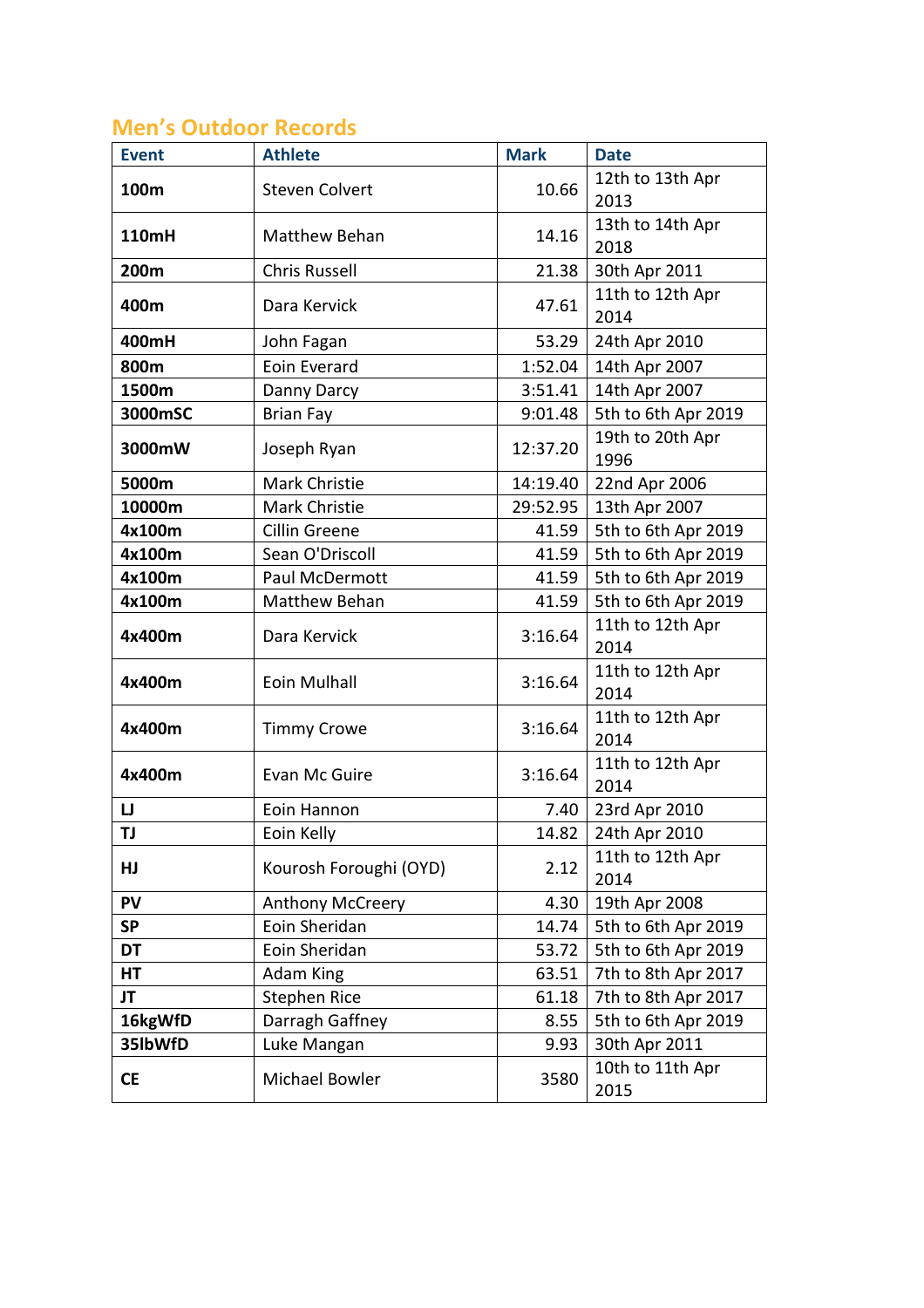## Men's Outdoor Records

| Event | Athlete | Mark | Date |
|---|---|---|---|
| **100m** | Steven Colvert | 10.66 | 12th to 13th Apr 2013 |
| **110mH** | Matthew Behan | 14.16 | 13th to 14th Apr 2018 |
| **200m** | Chris Russell | 21.38 | 30th Apr 2011 |
| **400m** | Dara Kervick | 47.61 | 11th to 12th Apr 2014 |
| **400mH** | John Fagan | 53.29 | 24th Apr 2010 |
| **800m** | Eoin Everard | 1:52.04 | 14th Apr 2007 |
| **1500m** | Danny Darcy | 3:51.41 | 14th Apr 2007 |
| **3000mSC** | Brian Fay | 9:01.48 | 5th to 6th Apr 2019 |
| **3000mW** | Joseph Ryan | 12:37.20 | 19th to 20th Apr 1996 |
| **5000m** | Mark Christie | 14:19.40 | 22nd Apr 2006 |
| **10000m** | Mark Christie | 29:52.95 | 13th Apr 2007 |
| **4x100m** | Cillin Greene | 41.59 | 5th to 6th Apr 2019 |
| **4x100m** | Sean O'Driscoll | 41.59 | 5th to 6th Apr 2019 |
| **4x100m** | Paul McDermott | 41.59 | 5th to 6th Apr 2019 |
| **4x100m** | Matthew Behan | 41.59 | 5th to 6th Apr 2019 |
| **4x400m** | Dara Kervick | 3:16.64 | 11th to 12th Apr 2014 |
| **4x400m** | Eoin Mulhall | 3:16.64 | 11th to 12th Apr 2014 |
| **4x400m** | Timmy Crowe | 3:16.64 | 11th to 12th Apr 2014 |
| **4x400m** | Evan Mc Guire | 3:16.64 | 11th to 12th Apr 2014 |
| **LJ** | Eoin Hannon | 7.40 | 23rd Apr 2010 |
| **TJ** | Eoin Kelly | 14.82 | 24th Apr 2010 |
| **HJ** | Kourosh Foroughi (OYD) | 2.12 | 11th to 12th Apr 2014 |
| **PV** | Anthony McCreery | 4.30 | 19th Apr 2008 |
| **SP** | Eoin Sheridan | 14.74 | 5th to 6th Apr 2019 |
| **DT** | Eoin Sheridan | 53.72 | 5th to 6th Apr 2019 |
| **HT** | Adam King | 63.51 | 7th to 8th Apr 2017 |
| **JT** | Stephen Rice | 61.18 | 7th to 8th Apr 2017 |
| **16kgWfD** | Darragh Gaffney | 8.55 | 5th to 6th Apr 2019 |
| **35lbWfD** | Luke Mangan | 9.93 | 30th Apr 2011 |
| **CE** | Michael Bowler | 3580 | 10th to 11th Apr 2015 |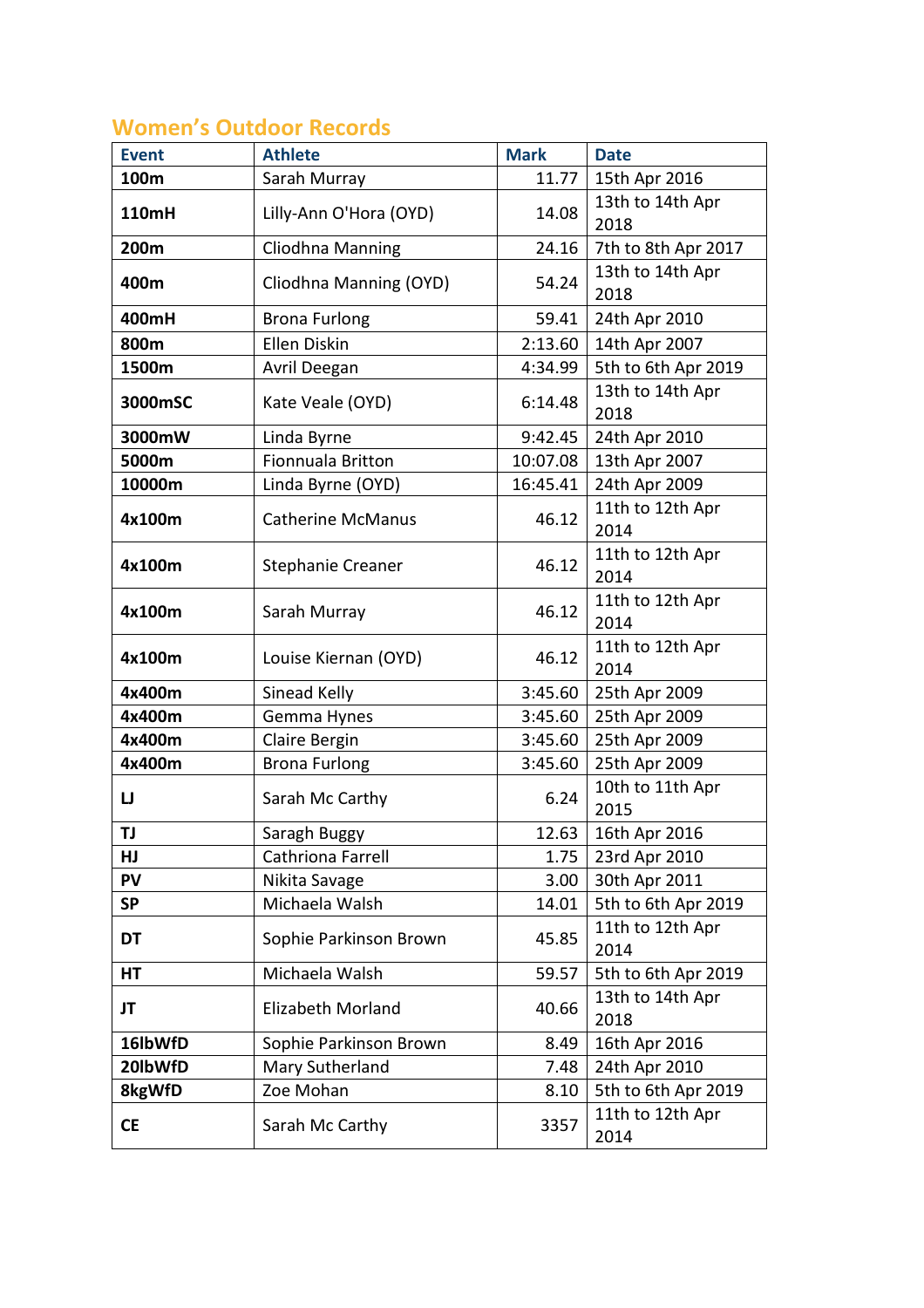## Women's Outdoor Records

| Event | Athlete | Mark | Date |
|---|---|---|---|
| **100m** | Sarah Murray | 11.77 | 15th Apr 2016 |
| **110mH** | Lilly-Ann O'Hora (OYD) | 14.08 | 13th to 14th Apr 2018 |
| **200m** | Cliodhna Manning | 24.16 | 7th to 8th Apr 2017 |
| **400m** | Cliodhna Manning (OYD) | 54.24 | 13th to 14th Apr 2018 |
| **400mH** | Brona Furlong | 59.41 | 24th Apr 2010 |
| **800m** | Ellen Diskin | 2:13.60 | 14th Apr 2007 |
| **1500m** | Avril Deegan | 4:34.99 | 5th to 6th Apr 2019 |
| **3000mSC** | Kate Veale (OYD) | 6:14.48 | 13th to 14th Apr 2018 |
| **3000mW** | Linda Byrne | 9:42.45 | 24th Apr 2010 |
| **5000m** | Fionnuala Britton | 10:07.08 | 13th Apr 2007 |
| **10000m** | Linda Byrne (OYD) | 16:45.41 | 24th Apr 2009 |
| **4x100m** | Catherine McManus | 46.12 | 11th to 12th Apr 2014 |
| **4x100m** | Stephanie Creaner | 46.12 | 11th to 12th Apr 2014 |
| **4x100m** | Sarah Murray | 46.12 | 11th to 12th Apr 2014 |
| **4x100m** | Louise Kiernan (OYD) | 46.12 | 11th to 12th Apr 2014 |
| **4x400m** | Sinead Kelly | 3:45.60 | 25th Apr 2009 |
| **4x400m** | Gemma Hynes | 3:45.60 | 25th Apr 2009 |
| **4x400m** | Claire Bergin | 3:45.60 | 25th Apr 2009 |
| **4x400m** | Brona Furlong | 3:45.60 | 25th Apr 2009 |
| **LJ** | Sarah Mc Carthy | 6.24 | 10th to 11th Apr 2015 |
| **TJ** | Saragh Buggy | 12.63 | 16th Apr 2016 |
| **HJ** | Cathriona Farrell | 1.75 | 23rd Apr 2010 |
| **PV** | Nikita Savage | 3.00 | 30th Apr 2011 |
| **SP** | Michaela Walsh | 14.01 | 5th to 6th Apr 2019 |
| **DT** | Sophie Parkinson Brown | 45.85 | 11th to 12th Apr 2014 |
| **HT** | Michaela Walsh | 59.57 | 5th to 6th Apr 2019 |
| **JT** | Elizabeth Morland | 40.66 | 13th to 14th Apr 2018 |
| **16lbWfD** | Sophie Parkinson Brown | 8.49 | 16th Apr 2016 |
| **20lbWfD** | Mary Sutherland | 7.48 | 24th Apr 2010 |
| **8kgWfD** | Zoe Mohan | 8.10 | 5th to 6th Apr 2019 |
| **CE** | Sarah Mc Carthy | 3357 | 11th to 12th Apr 2014 |